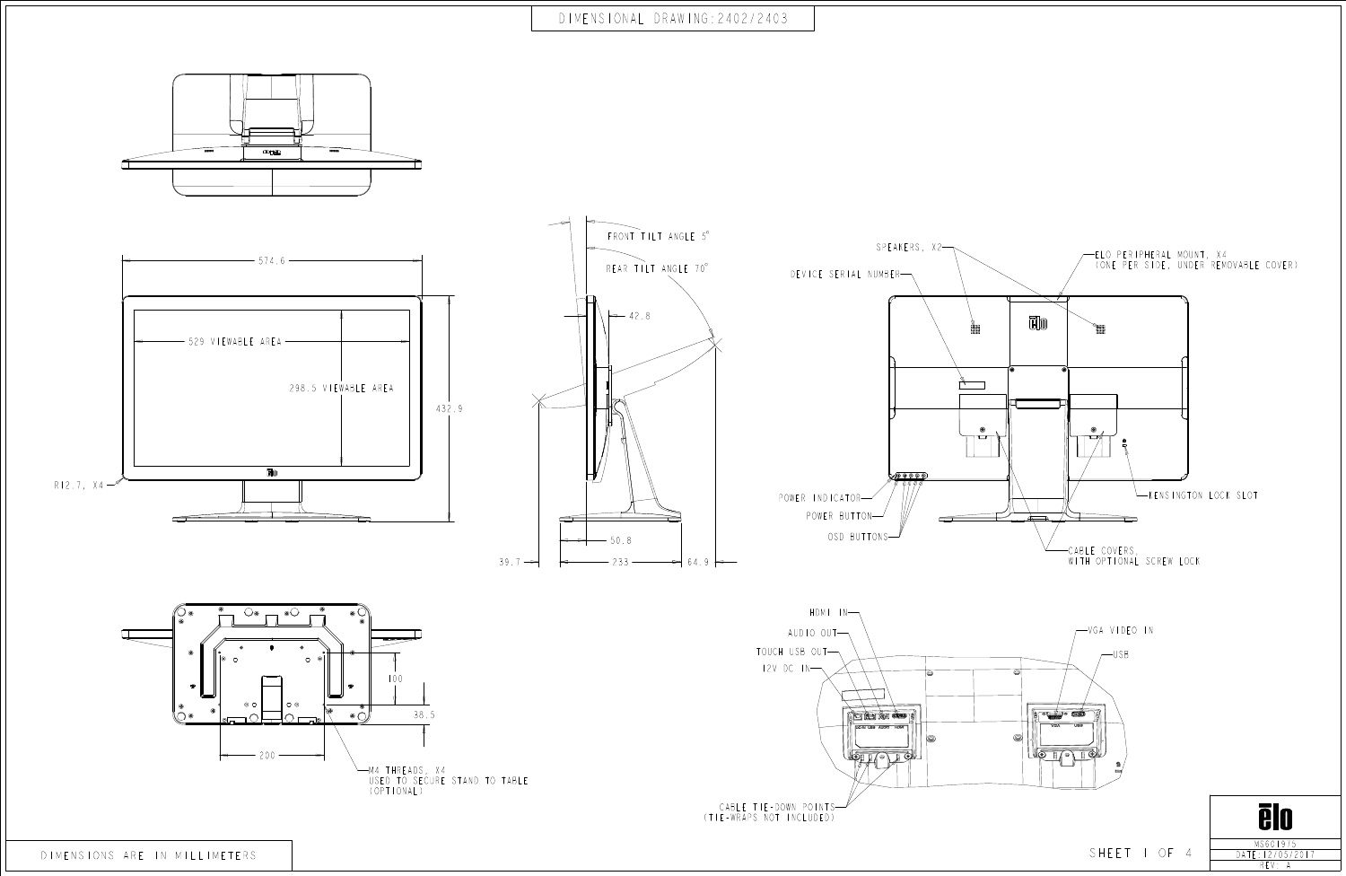# DIMENSIONAL DRAWING: 2402/2403

574.6

529 VIEWABLE AREA

298.5 VIEWAHLE AREA

432.9

R12.7, X4

FRONT TILT ANGLE 5°

REAR TILT ANGLE 70°

42.8

50.8

39.7

233

64.9

SPEAKERS, X2

DEVICE SERIAL NUMBER

ELO PERIPHERAL MOUNT, X4 (ONE PER SIDE, UNDER REMOVABLE COVER)

POWER INDICATOR

POWER BUTTON

OSD BUTTONS

KENSINGTON LOCK SLOT

CABLE COVERS, WITH OPTIONAL SCREW LOCK

100

38.5

200

M4 THREADS, X4 USED TO SECURE STAND TO TABLE (OPTIONAL)

HDMI IN

AUDIO OUT

TOUCH USB OUT

12V DC IN

VGA VIDEO IN

USB

CABLE TIE-DOWN POINTS (TIE-WRAPS NOT INCLUDED)

DIMENSIONS ARE IN MILLIMETERS

SHEET 1 OF 4

elo

MS601975

DATE: 12/05/2017

REV: A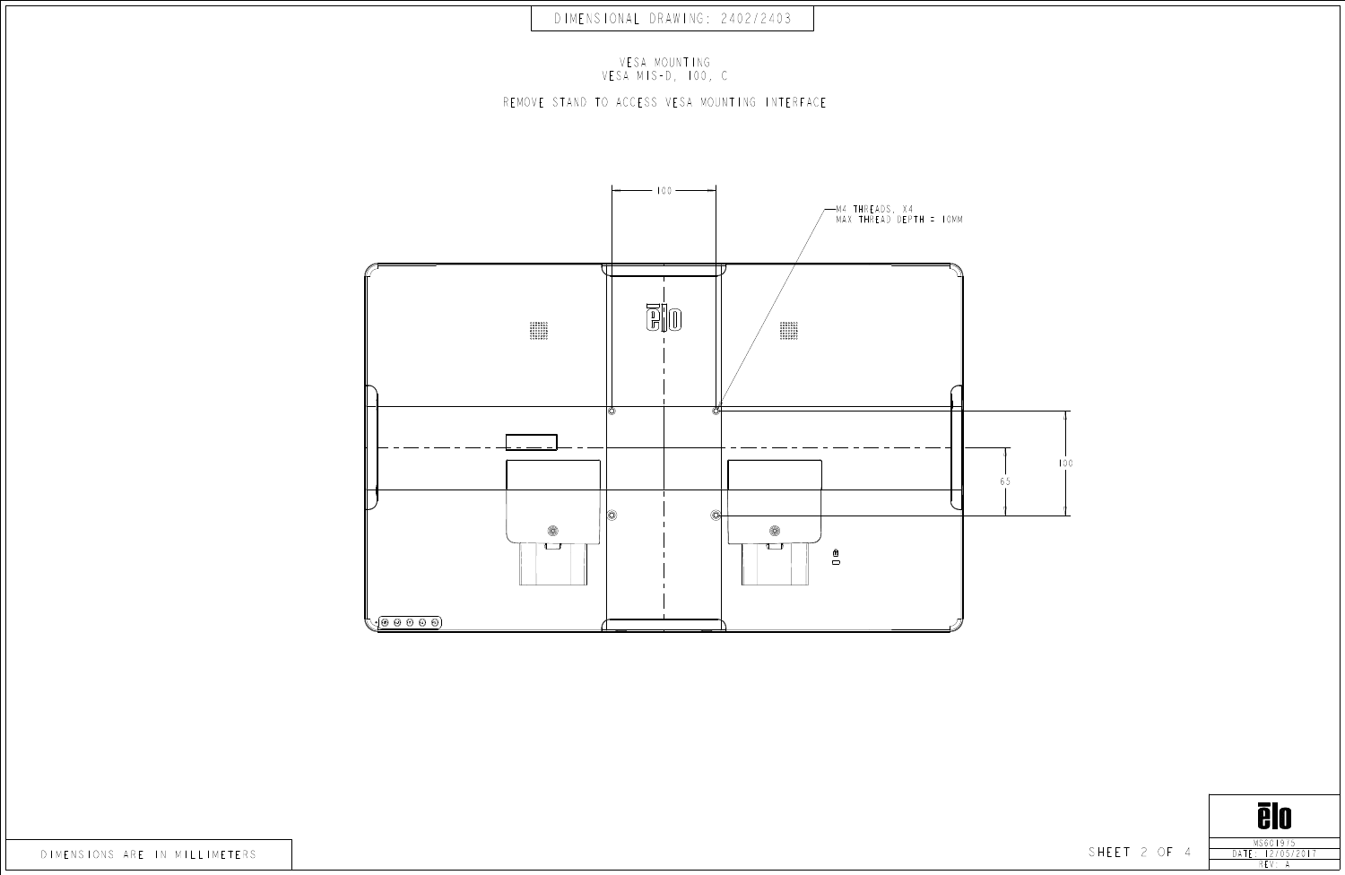# DIMENSIONAL DRAWING: 2402/2403

VESA MOUNTING
VESA MIS-D, 100, C

REMOVE STAND TO ACCESS VESA MOUNTING INTERFACE

100

M4 THREADS, X4
MAX THREAD DEPTH = 10MM

65

100

DIMENSIONS ARE IN MILLIMETERS

MS601975
DATE: 12/05/2017
REV: A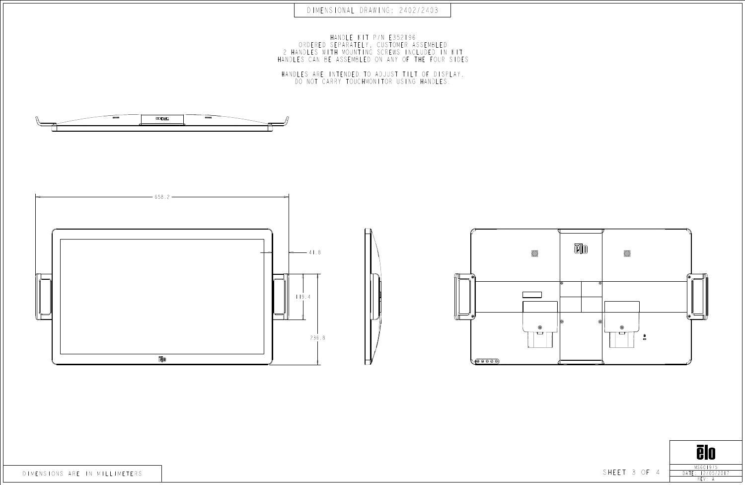# DIMENSIONAL DRAWING: 2402/2403

HANDLE KIT P/N E352196
ORDERED SEPARATELY, CUSTOMER ASSEMBLED
2 HANDLES WITH MOUNTING SCREWS INCLUDED IN KIT
HANDLES CAN BE ASSEMBLED ON ANY OF THE FOUR SIDES

HANDLES ARE INTENDED TO ADJUST TILT OF DISPLAY.
DO NOT CARRY TOUCHMONITOR USING HANDLES.

658.2

41.8

119.4

236.8

DIMENSIONS ARE IN MILLIMETERS

SHEET 3 OF 4

MS601975
DATE: 12/05/2017
REV: A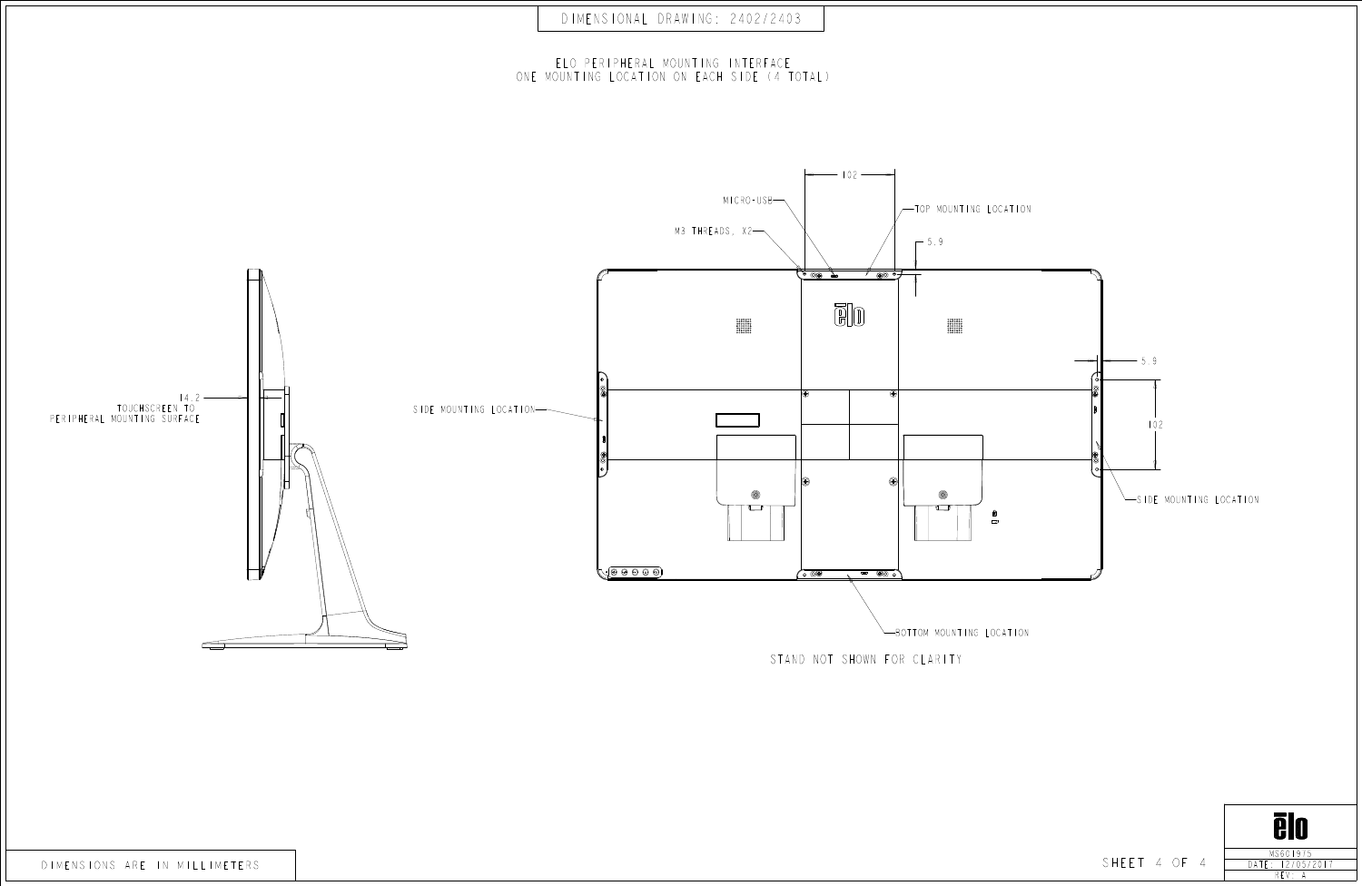# DIMENSIONAL DRAWING: 2402/2403

ELO PERIPHERAL MOUNTING INTERFACE
ONE MOUNTING LOCATION ON EACH SIDE (4 TOTAL)

14.2
TOUCHSCREEN TO
PERIPHERAL MOUNTING SURFACE

SIDE MOUNTING LOCATION

102

MICRO-USB

M3 THREADS, X2

TOP MOUNTING LOCATION

5.9

5.9

102

SIDE MOUNTING LOCATION

BOTTOM MOUNTING LOCATION

STAND NOT SHOWN FOR CLARITY

DIMENSIONS ARE IN MILLIMETERS

MS601975
DATE: 12/05/2017
REV: A